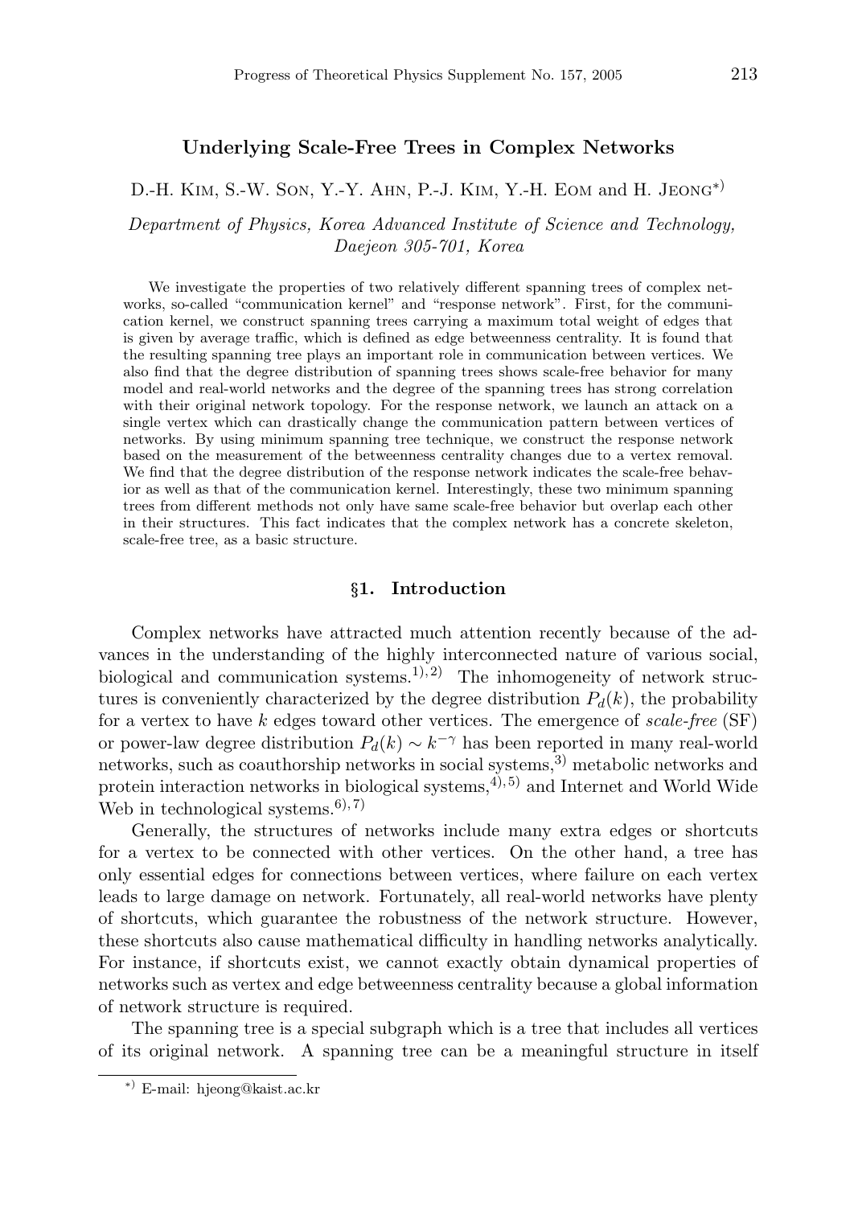# Underlying Scale-Free Trees in Complex Networks

D.-H. Kim, S.-W. Son, Y.-Y. Ahn, P.-J. Kim, Y.-H. Eom and H. Jeong[*]

*Department of Physics, Korea Advanced Institute of Science and Technology, Daejeon 305-701, Korea*

We investigate the properties of two relatively different spanning trees of complex networks, so-called "communication kernel" and "response network". First, for the communication kernel, we construct spanning trees carrying a maximum total weight of edges that is given by average traffic, which is defined as edge betweenness centrality. It is found that the resulting spanning tree plays an important role in communication between vertices. We also find that the degree distribution of spanning trees shows scale-free behavior for many model and real-world networks and the degree of the spanning trees has strong correlation with their original network topology. For the response network, we launch an attack on a single vertex which can drastically change the communication pattern between vertices of networks. By using minimum spanning tree technique, we construct the response network based on the measurement of the betweenness centrality changes due to a vertex removal. We find that the degree distribution of the response network indicates the scale-free behavior as well as that of the communication kernel. Interestingly, these two minimum spanning trees from different methods not only have same scale-free behavior but overlap each other in their structures. This fact indicates that the complex network has a concrete skeleton, scale-free tree, as a basic structure.

## §1. Introduction

Complex networks have attracted much attention recently because of the advances in the understanding of the highly interconnected nature of various social, biological and communication systems.[1),2)] The inhomogeneity of network structures is conveniently characterized by the degree distribution $P_d(k)$, the probability for a vertex to have $k$ edges toward other vertices. The emergence of *scale-free* (SF) or power-law degree distribution $P_d(k) \sim k^{-\gamma}$ has been reported in many real-world networks, such as coauthorship networks in social systems,[3)] metabolic networks and protein interaction networks in biological systems,[4),5)] and Internet and World Wide Web in technological systems.[6),7)]

Generally, the structures of networks include many extra edges or shortcuts for a vertex to be connected with other vertices. On the other hand, a tree has only essential edges for connections between vertices, where failure on each vertex leads to large damage on network. Fortunately, all real-world networks have plenty of shortcuts, which guarantee the robustness of the network structure. However, these shortcuts also cause mathematical difficulty in handling networks analytically. For instance, if shortcuts exist, we cannot exactly obtain dynamical properties of networks such as vertex and edge betweenness centrality because a global information of network structure is required.

The spanning tree is a special subgraph which is a tree that includes all vertices of its original network. A spanning tree can be a meaningful structure in itself

[*] E-mail: hjeong@kaist.ac.kr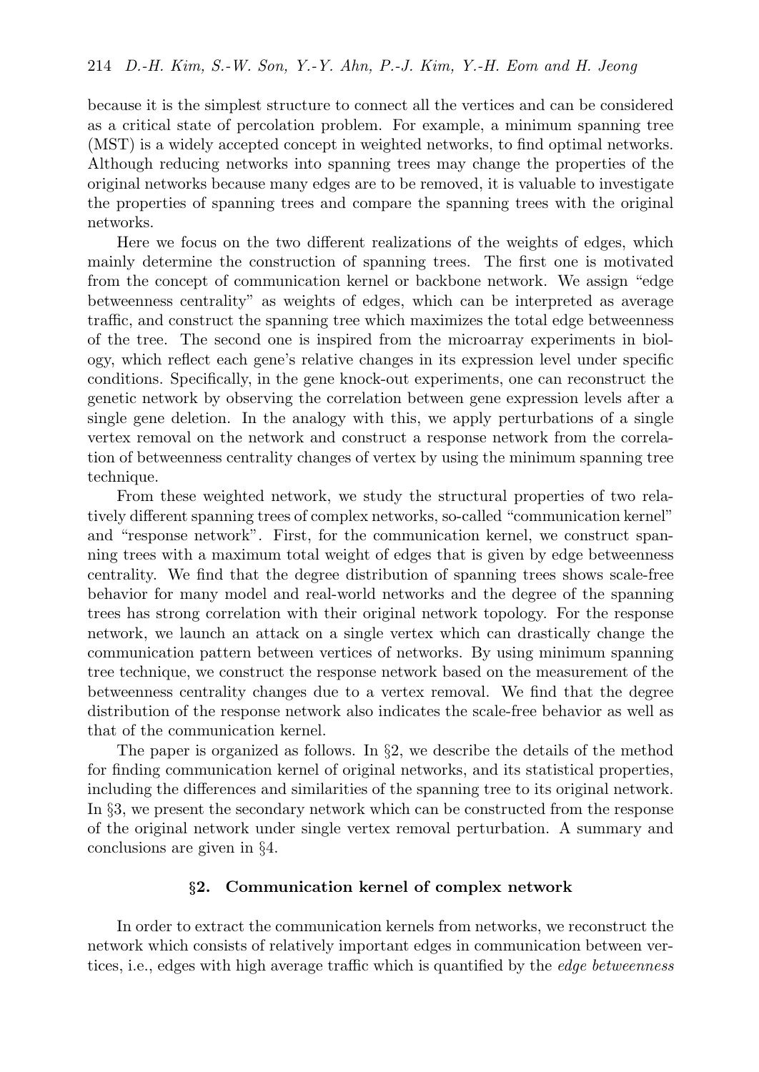because it is the simplest structure to connect all the vertices and can be considered as a critical state of percolation problem. For example, a minimum spanning tree (MST) is a widely accepted concept in weighted networks, to find optimal networks. Although reducing networks into spanning trees may change the properties of the original networks because many edges are to be removed, it is valuable to investigate the properties of spanning trees and compare the spanning trees with the original networks.

Here we focus on the two different realizations of the weights of edges, which mainly determine the construction of spanning trees. The first one is motivated from the concept of communication kernel or backbone network. We assign "edge betweenness centrality" as weights of edges, which can be interpreted as average traffic, and construct the spanning tree which maximizes the total edge betweenness of the tree. The second one is inspired from the microarray experiments in biology, which reflect each gene's relative changes in its expression level under specific conditions. Specifically, in the gene knock-out experiments, one can reconstruct the genetic network by observing the correlation between gene expression levels after a single gene deletion. In the analogy with this, we apply perturbations of a single vertex removal on the network and construct a response network from the correlation of betweenness centrality changes of vertex by using the minimum spanning tree technique.

From these weighted network, we study the structural properties of two relatively different spanning trees of complex networks, so-called "communication kernel" and "response network". First, for the communication kernel, we construct spanning trees with a maximum total weight of edges that is given by edge betweenness centrality. We find that the degree distribution of spanning trees shows scale-free behavior for many model and real-world networks and the degree of the spanning trees has strong correlation with their original network topology. For the response network, we launch an attack on a single vertex which can drastically change the communication pattern between vertices of networks. By using minimum spanning tree technique, we construct the response network based on the measurement of the betweenness centrality changes due to a vertex removal. We find that the degree distribution of the response network also indicates the scale-free behavior as well as that of the communication kernel.

The paper is organized as follows. In §2, we describe the details of the method for finding communication kernel of original networks, and its statistical properties, including the differences and similarities of the spanning tree to its original network. In §3, we present the secondary network which can be constructed from the response of the original network under single vertex removal perturbation. A summary and conclusions are given in §4.

## §2. Communication kernel of complex network

In order to extract the communication kernels from networks, we reconstruct the network which consists of relatively important edges in communication between vertices, i.e., edges with high average traffic which is quantified by the *edge betweenness*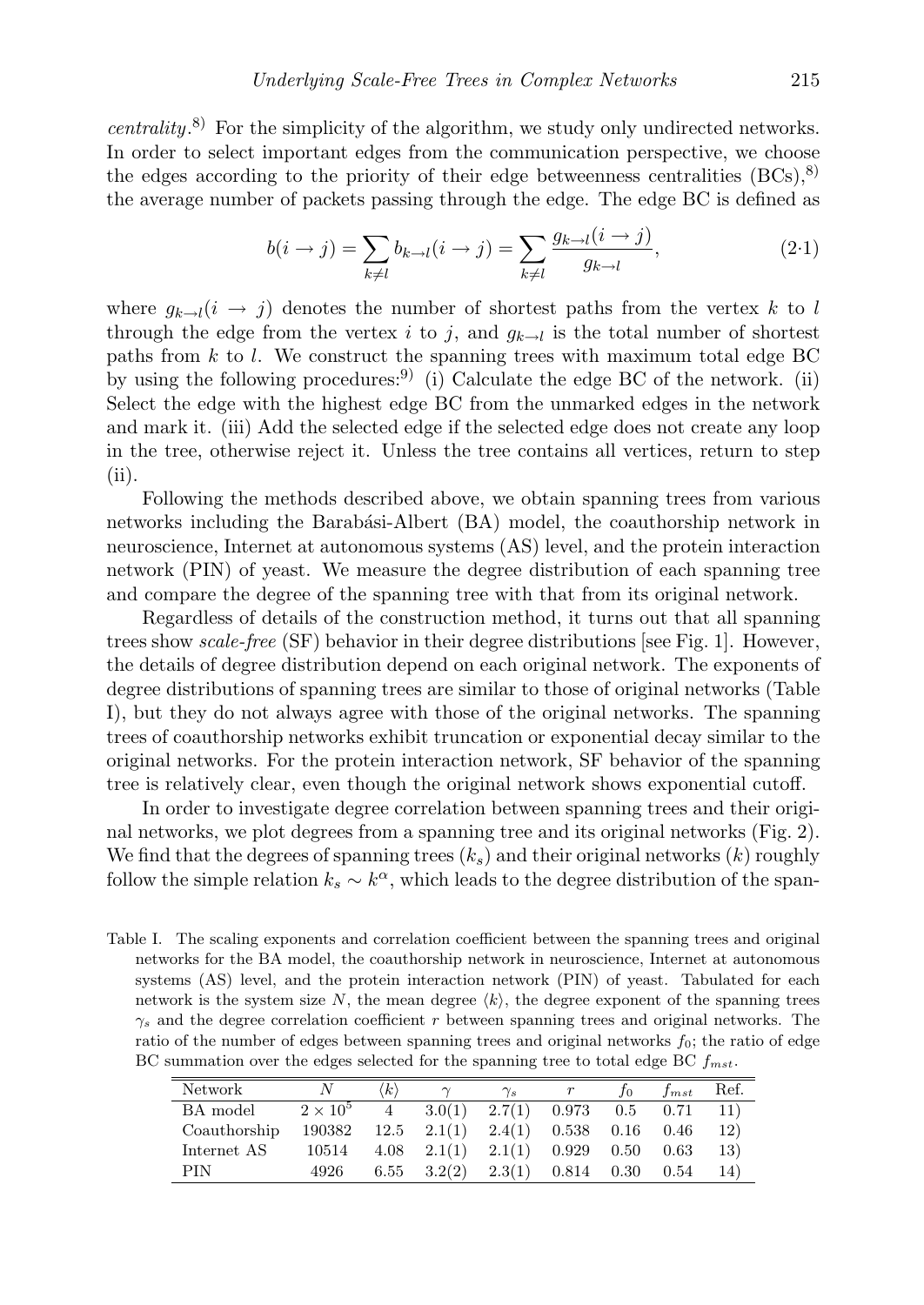*centrality*.[8] For the simplicity of the algorithm, we study only undirected networks. In order to select important edges from the communication perspective, we choose the edges according to the priority of their edge betweenness centralities (BCs),[8] the average number of packets passing through the edge. The edge BC is defined as

$$b(i \to j) = \sum_{k \neq l} b_{k \to l}(i \to j) = \sum_{k \neq l} \frac{g_{k \to l}(i \to j)}{g_{k \to l}}, \tag{2·1}$$

where $g_{k \to l}(i \to j)$ denotes the number of shortest paths from the vertex $k$ to $l$ through the edge from the vertex $i$ to $j$, and $g_{k \to l}$ is the total number of shortest paths from $k$ to $l$. We construct the spanning trees with maximum total edge BC by using the following procedures:[9] (i) Calculate the edge BC of the network. (ii) Select the edge with the highest edge BC from the unmarked edges in the network and mark it. (iii) Add the selected edge if the selected edge does not create any loop in the tree, otherwise reject it. Unless the tree contains all vertices, return to step (ii).

Following the methods described above, we obtain spanning trees from various networks including the Barabási-Albert (BA) model, the coauthorship network in neuroscience, Internet at autonomous systems (AS) level, and the protein interaction network (PIN) of yeast. We measure the degree distribution of each spanning tree and compare the degree of the spanning tree with that from its original network.

Regardless of details of the construction method, it turns out that all spanning trees show *scale-free* (SF) behavior in their degree distributions [see Fig. 1]. However, the details of degree distribution depend on each original network. The exponents of degree distributions of spanning trees are similar to those of original networks (Table I), but they do not always agree with those of the original networks. The spanning trees of coauthorship networks exhibit truncation or exponential decay similar to the original networks. For the protein interaction network, SF behavior of the spanning tree is relatively clear, even though the original network shows exponential cutoff.

In order to investigate degree correlation between spanning trees and their original networks, we plot degrees from a spanning tree and its original networks (Fig. 2). We find that the degrees of spanning trees ($k_s$) and their original networks ($k$) roughly follow the simple relation $k_s \sim k^{\alpha}$, which leads to the degree distribution of the span-

Table I. The scaling exponents and correlation coefficient between the spanning trees and original networks for the BA model, the coauthorship network in neuroscience, Internet at autonomous systems (AS) level, and the protein interaction network (PIN) of yeast. Tabulated for each network is the system size $N$, the mean degree $\langle k \rangle$, the degree exponent of the spanning trees $\gamma_s$ and the degree correlation coefficient $r$ between spanning trees and original networks. The ratio of the number of edges between spanning trees and original networks $f_0$; the ratio of edge BC summation over the edges selected for the spanning tree to total edge BC $f_{mst}$.

| Network | $N$ | $\langle k \rangle$ | $\gamma$ | $\gamma_s$ | $r$ | $f_0$ | $f_{mst}$ | Ref. |
|---|---|---|---|---|---|---|---|---|
| BA model | $2 \times 10^5$ | 4 | 3.0(1) | 2.7(1) | 0.973 | 0.5 | 0.71 | 11) |
| Coauthorship | 190382 | 12.5 | 2.1(1) | 2.4(1) | 0.538 | 0.16 | 0.46 | 12) |
| Internet AS | 10514 | 4.08 | 2.1(1) | 2.1(1) | 0.929 | 0.50 | 0.63 | 13) |
| PIN | 4926 | 6.55 | 3.2(2) | 2.3(1) | 0.814 | 0.30 | 0.54 | 14) |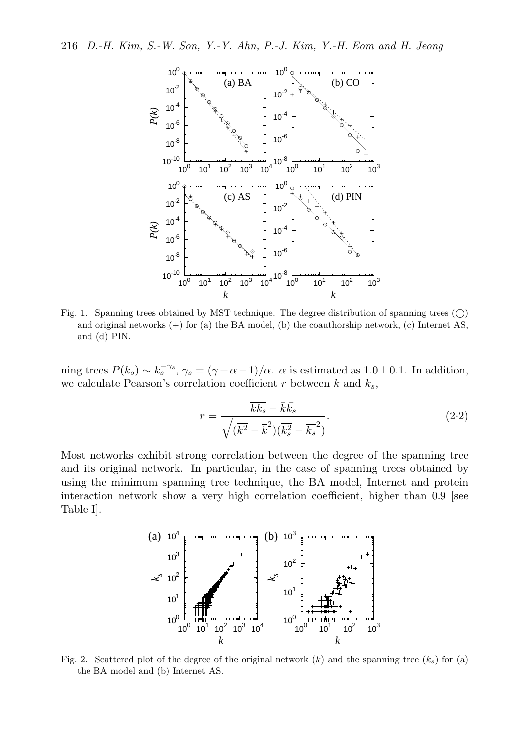Fig. 1. Spanning trees obtained by MST technique. The degree distribution of spanning trees (○) and original networks (+) for (a) the BA model, (b) the coauthorship network, (c) Internet AS, and (d) PIN.

ning trees $P(k_s) \sim k_s^{-\gamma_s}$, $\gamma_s = (\gamma + \alpha - 1)/\alpha$. $\alpha$ is estimated as $1.0 \pm 0.1$. In addition, we calculate Pearson's correlation coefficient $r$ between $k$ and $k_s$,

$$r = \frac{\overline{kk_s} - \bar{k}\bar{k_s}}{\sqrt{(\overline{k^2} - \overline{k}^2)(\overline{k_s^2} - \overline{k_s}^2)}}. \tag{2·2}$$

Most networks exhibit strong correlation between the degree of the spanning tree and its original network. In particular, in the case of spanning trees obtained by using the minimum spanning tree technique, the BA model, Internet and protein interaction network show a very high correlation coefficient, higher than 0.9 [see Table I].

Fig. 2. Scattered plot of the degree of the original network ($k$) and the spanning tree ($k_s$) for (a) the BA model and (b) Internet AS.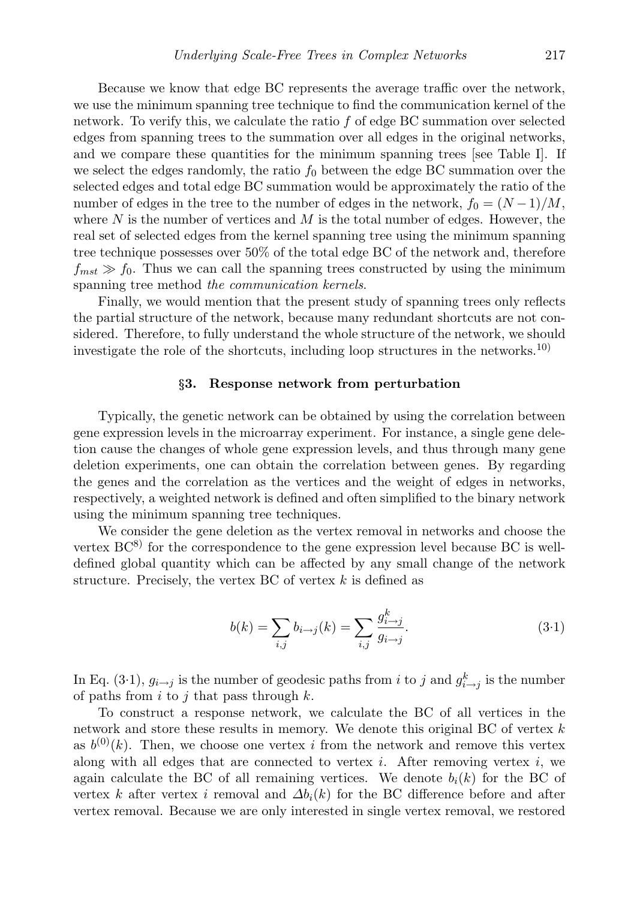Because we know that edge BC represents the average traffic over the network, we use the minimum spanning tree technique to find the communication kernel of the network. To verify this, we calculate the ratio $f$ of edge BC summation over selected edges from spanning trees to the summation over all edges in the original networks, and we compare these quantities for the minimum spanning trees [see Table I]. If we select the edges randomly, the ratio $f_0$ between the edge BC summation over the selected edges and total edge BC summation would be approximately the ratio of the number of edges in the tree to the number of edges in the network, $f_0 = (N-1)/M$, where $N$ is the number of vertices and $M$ is the total number of edges. However, the real set of selected edges from the kernel spanning tree using the minimum spanning tree technique possesses over 50% of the total edge BC of the network and, therefore $f_{mst} \gg f_0$. Thus we can call the spanning trees constructed by using the minimum spanning tree method *the communication kernels*.

Finally, we would mention that the present study of spanning trees only reflects the partial structure of the network, because many redundant shortcuts are not considered. Therefore, to fully understand the whole structure of the network, we should investigate the role of the shortcuts, including loop structures in the networks.[10]

## §3. Response network from perturbation

Typically, the genetic network can be obtained by using the correlation between gene expression levels in the microarray experiment. For instance, a single gene deletion cause the changes of whole gene expression levels, and thus through many gene deletion experiments, one can obtain the correlation between genes. By regarding the genes and the correlation as the vertices and the weight of edges in networks, respectively, a weighted network is defined and often simplified to the binary network using the minimum spanning tree techniques.

We consider the gene deletion as the vertex removal in networks and choose the vertex BC[8] for the correspondence to the gene expression level because BC is well-defined global quantity which can be affected by any small change of the network structure. Precisely, the vertex BC of vertex $k$ is defined as

$$b(k) = \sum_{i,j} b_{i \to j}(k) = \sum_{i,j} \frac{g^{k}_{i \to j}}{g_{i \to j}}. \tag{3·1}$$

In Eq. (3·1), $g_{i \to j}$ is the number of geodesic paths from $i$ to $j$ and $g^{k}_{i \to j}$ is the number of paths from $i$ to $j$ that pass through $k$.

To construct a response network, we calculate the BC of all vertices in the network and store these results in memory. We denote this original BC of vertex $k$ as $b^{(0)}(k)$. Then, we choose one vertex $i$ from the network and remove this vertex along with all edges that are connected to vertex $i$. After removing vertex $i$, we again calculate the BC of all remaining vertices. We denote $b_i(k)$ for the BC of vertex $k$ after vertex $i$ removal and $\Delta b_i(k)$ for the BC difference before and after vertex removal. Because we are only interested in single vertex removal, we restored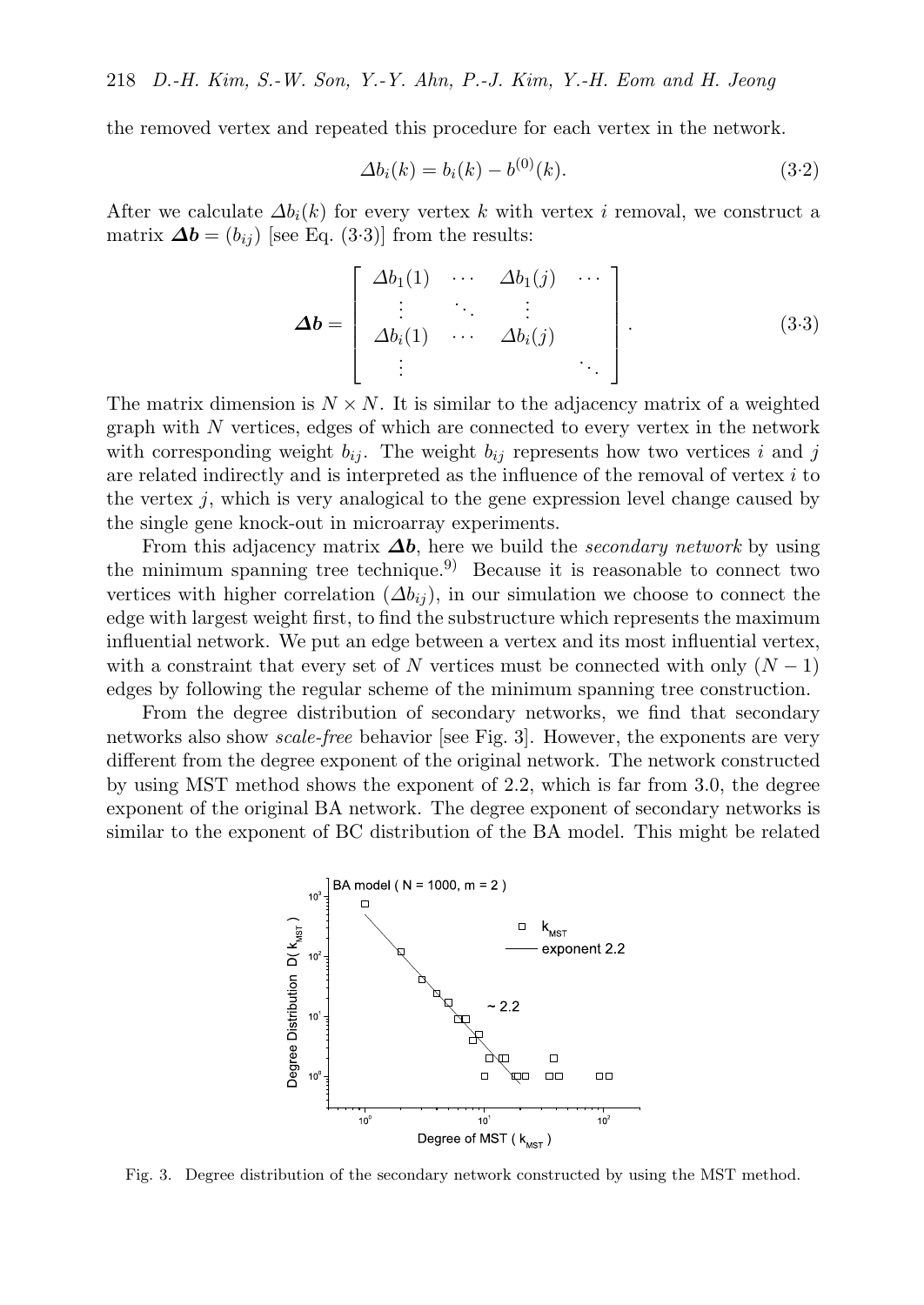the removed vertex and repeated this procedure for each vertex in the network.

$$\Delta b_i(k) = b_i(k) - b^{(0)}(k). \tag{3·2}$$

After we calculate $\Delta b_i(k)$ for every vertex $k$ with vertex $i$ removal, we construct a matrix $\boldsymbol{\Delta b} = (b_{ij})$ [see Eq. (3·3)] from the results:

$$\boldsymbol{\Delta b} = \begin{bmatrix} \Delta b_1(1) & \cdots & \Delta b_1(j) & \cdots \\ \vdots & \ddots & \vdots & \\ \Delta b_i(1) & \cdots & \Delta b_i(j) & \\ \vdots & & & \ddots \end{bmatrix}. \tag{3·3}$$

The matrix dimension is $N \times N$. It is similar to the adjacency matrix of a weighted graph with $N$ vertices, edges of which are connected to every vertex in the network with corresponding weight $b_{ij}$. The weight $b_{ij}$ represents how two vertices $i$ and $j$ are related indirectly and is interpreted as the influence of the removal of vertex $i$ to the vertex $j$, which is very analogical to the gene expression level change caused by the single gene knock-out in microarray experiments.

From this adjacency matrix $\boldsymbol{\Delta b}$, here we build the *secondary network* by using the minimum spanning tree technique.[9] Because it is reasonable to connect two vertices with higher correlation ($\Delta b_{ij}$), in our simulation we choose to connect the edge with largest weight first, to find the substructure which represents the maximum influential network. We put an edge between a vertex and its most influential vertex, with a constraint that every set of $N$ vertices must be connected with only $(N-1)$ edges by following the regular scheme of the minimum spanning tree construction.

From the degree distribution of secondary networks, we find that secondary networks also show *scale-free* behavior [see Fig. 3]. However, the exponents are very different from the degree exponent of the original network. The network constructed by using MST method shows the exponent of 2.2, which is far from 3.0, the degree exponent of the original BA network. The degree exponent of secondary networks is similar to the exponent of BC distribution of the BA model. This might be related

Fig. 3. Degree distribution of the secondary network constructed by using the MST method.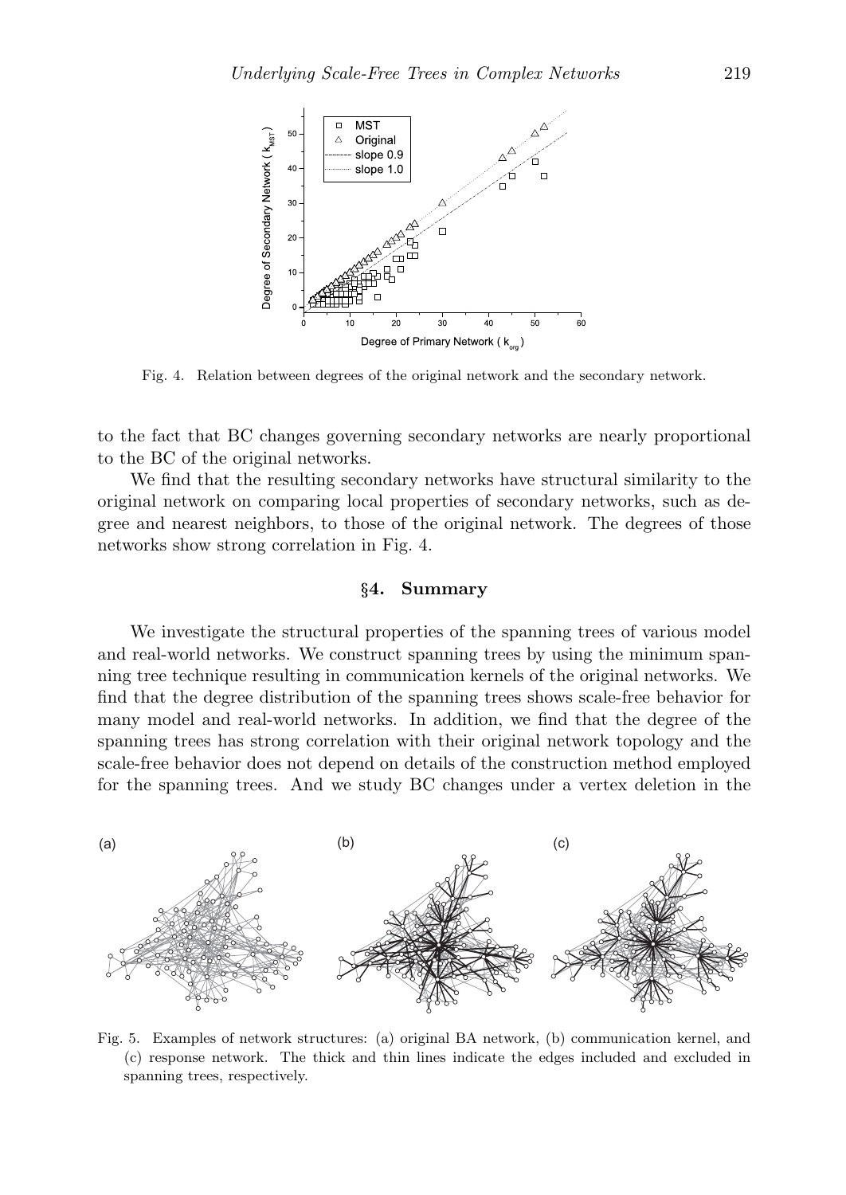Fig. 4. Relation between degrees of the original network and the secondary network.

to the fact that BC changes governing secondary networks are nearly proportional to the BC of the original networks.

We find that the resulting secondary networks have structural similarity to the original network on comparing local properties of secondary networks, such as degree and nearest neighbors, to those of the original network. The degrees of those networks show strong correlation in Fig. 4.

## §4. Summary

We investigate the structural properties of the spanning trees of various model and real-world networks. We construct spanning trees by using the minimum spanning tree technique resulting in communication kernels of the original networks. We find that the degree distribution of the spanning trees shows scale-free behavior for many model and real-world networks. In addition, we find that the degree of the spanning trees has strong correlation with their original network topology and the scale-free behavior does not depend on details of the construction method employed for the spanning trees. And we study BC changes under a vertex deletion in the

Fig. 5. Examples of network structures: (a) original BA network, (b) communication kernel, and (c) response network. The thick and thin lines indicate the edges included and excluded in spanning trees, respectively.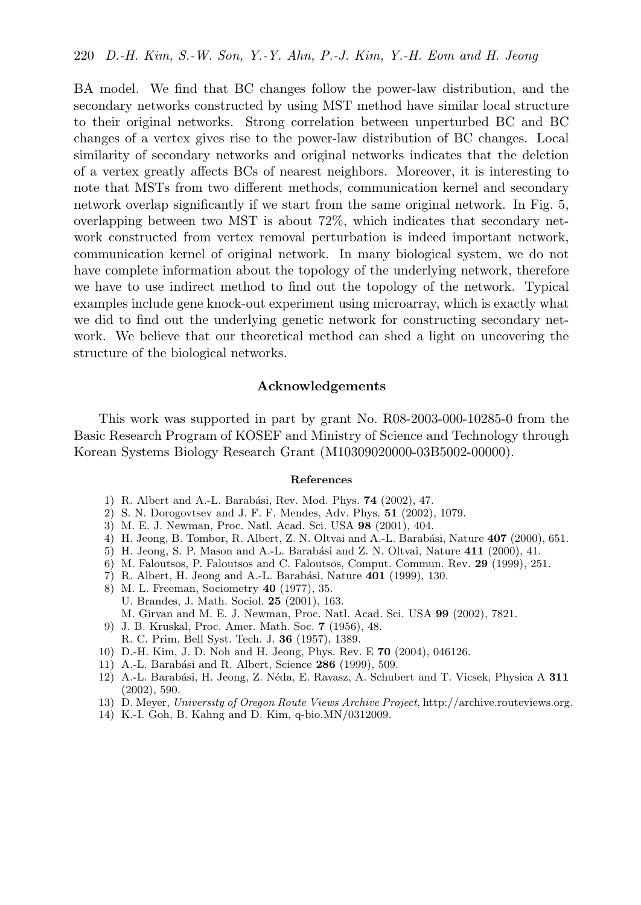BA model. We find that BC changes follow the power-law distribution, and the secondary networks constructed by using MST method have similar local structure to their original networks. Strong correlation between unperturbed BC and BC changes of a vertex gives rise to the power-law distribution of BC changes. Local similarity of secondary networks and original networks indicates that the deletion of a vertex greatly affects BCs of nearest neighbors. Moreover, it is interesting to note that MSTs from two different methods, communication kernel and secondary network overlap significantly if we start from the same original network. In Fig. 5, overlapping between two MST is about 72%, which indicates that secondary network constructed from vertex removal perturbation is indeed important network, communication kernel of original network. In many biological system, we do not have complete information about the topology of the underlying network, therefore we have to use indirect method to find out the topology of the network. Typical examples include gene knock-out experiment using microarray, which is exactly what we did to find out the underlying genetic network for constructing secondary network. We believe that our theoretical method can shed a light on uncovering the structure of the biological networks.

## Acknowledgements

This work was supported in part by grant No. R08-2003-000-10285-0 from the Basic Research Program of KOSEF and Ministry of Science and Technology through Korean Systems Biology Research Grant (M10309020000-03B5002-00000).

### References

1) R. Albert and A.-L. Barabási, Rev. Mod. Phys. **74** (2002), 47.
2) S. N. Dorogovtsev and J. F. F. Mendes, Adv. Phys. **51** (2002), 1079.
3) M. E. J. Newman, Proc. Natl. Acad. Sci. USA **98** (2001), 404.
4) H. Jeong, B. Tombor, R. Albert, Z. N. Oltvai and A.-L. Barabási, Nature **407** (2000), 651.
5) H. Jeong, S. P. Mason and A.-L. Barabási and Z. N. Oltvai, Nature **411** (2000), 41.
6) M. Faloutsos, P. Faloutsos and C. Faloutsos, Comput. Commun. Rev. **29** (1999), 251.
7) R. Albert, H. Jeong and A.-L. Barabási, Nature **401** (1999), 130.
8) M. L. Freeman, Sociometry **40** (1977), 35.
   U. Brandes, J. Math. Sociol. **25** (2001), 163.
   M. Girvan and M. E. J. Newman, Proc. Natl. Acad. Sci. USA **99** (2002), 7821.
9) J. B. Kruskal, Proc. Amer. Math. Soc. **7** (1956), 48.
   R. C. Prim, Bell Syst. Tech. J. **36** (1957), 1389.
10) D.-H. Kim, J. D. Noh and H. Jeong, Phys. Rev. E **70** (2004), 046126.
11) A.-L. Barabási and R. Albert, Science **286** (1999), 509.
12) A.-L. Barabási, H. Jeong, Z. Néda, E. Ravasz, A. Schubert and T. Vicsek, Physica A **311** (2002), 590.
13) D. Meyer, *University of Oregon Route Views Archive Project*, http://archive.routeviews.org.
14) K.-I. Goh, B. Kahng and D. Kim, q-bio.MN/0312009.